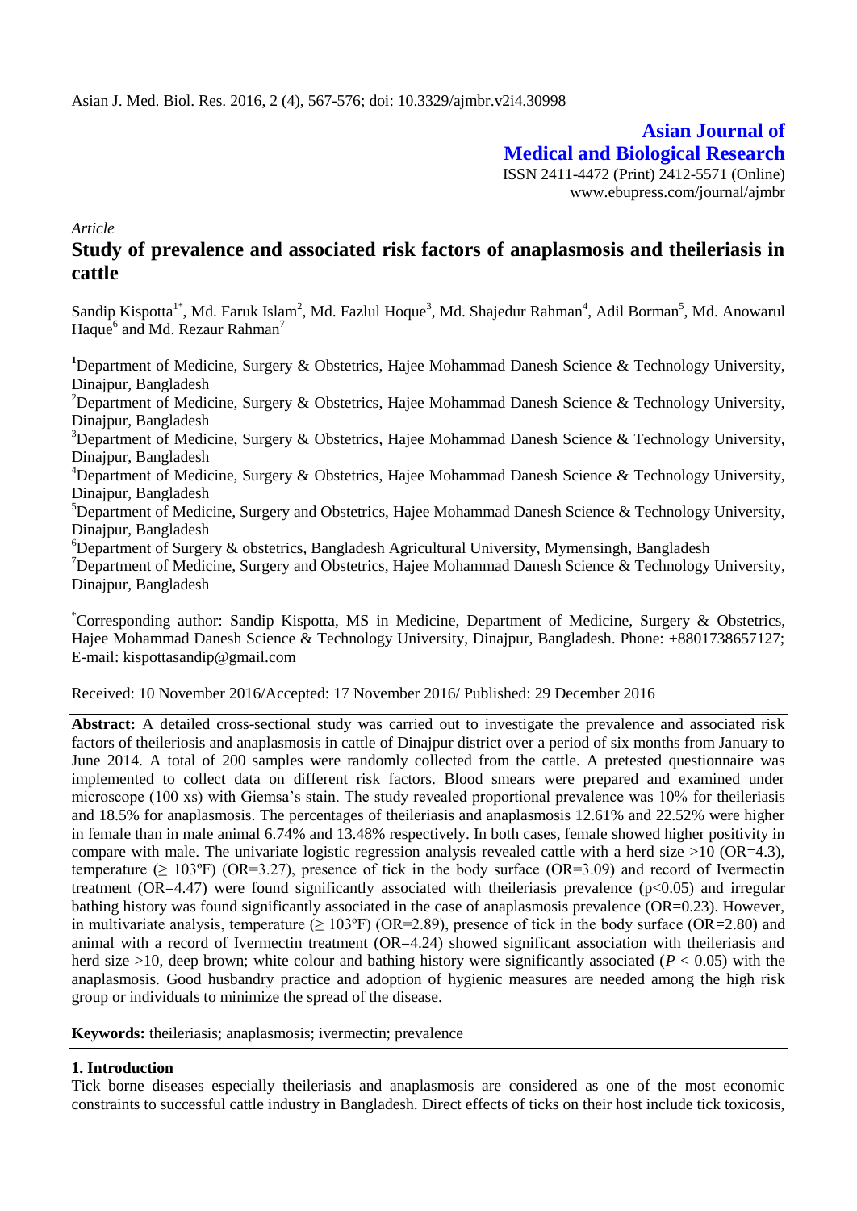Asian J. Med. Biol. Res. 2016, 2 (4), 567-576; doi: 10.3329/ajmbr.v2i4.30998

**Asian Journal of Medical and Biological Research**

ISSN 2411-4472 (Print) 2412-5571 (Online)
www.ebupress.com/journal/ajmbr

*Article*

# Study of prevalence and associated risk factors of anaplasmosis and theileriasis in cattle

Sandip Kispotta[1*], Md. Faruk Islam[2], Md. Fazlul Hoque[3], Md. Shajedur Rahman[4], Adil Borman[5], Md. Anowarul Haque[6] and Md. Rezaur Rahman[7]

[1]Department of Medicine, Surgery & Obstetrics, Hajee Mohammad Danesh Science & Technology University, Dinajpur, Bangladesh

[2]Department of Medicine, Surgery & Obstetrics, Hajee Mohammad Danesh Science & Technology University, Dinajpur, Bangladesh

[3]Department of Medicine, Surgery & Obstetrics, Hajee Mohammad Danesh Science & Technology University, Dinajpur, Bangladesh

[4]Department of Medicine, Surgery & Obstetrics, Hajee Mohammad Danesh Science & Technology University, Dinajpur, Bangladesh

[5]Department of Medicine, Surgery and Obstetrics, Hajee Mohammad Danesh Science & Technology University, Dinajpur, Bangladesh

[6]Department of Surgery & obstetrics, Bangladesh Agricultural University, Mymensingh, Bangladesh

[7]Department of Medicine, Surgery and Obstetrics, Hajee Mohammad Danesh Science & Technology University, Dinajpur, Bangladesh

[*]Corresponding author: Sandip Kispotta, MS in Medicine, Department of Medicine, Surgery & Obstetrics, Hajee Mohammad Danesh Science & Technology University, Dinajpur, Bangladesh. Phone: +8801738657127; E-mail: kispottasandip@gmail.com

Received: 10 November 2016/Accepted: 17 November 2016/ Published: 29 December 2016

**Abstract:** A detailed cross-sectional study was carried out to investigate the prevalence and associated risk factors of theileriosis and anaplasmosis in cattle of Dinajpur district over a period of six months from January to June 2014. A total of 200 samples were randomly collected from the cattle. A pretested questionnaire was implemented to collect data on different risk factors. Blood smears were prepared and examined under microscope (100 xs) with Giemsa's stain. The study revealed proportional prevalence was 10% for theileriasis and 18.5% for anaplasmosis. The percentages of theileriasis and anaplasmosis 12.61% and 22.52% were higher in female than in male animal 6.74% and 13.48% respectively. In both cases, female showed higher positivity in compare with male. The univariate logistic regression analysis revealed cattle with a herd size >10 (OR=4.3), temperature (≥ 103ºF) (OR=3.27), presence of tick in the body surface (OR=3.09) and record of Ivermectin treatment (OR=4.47) were found significantly associated with theileriasis prevalence ($p<0.05$) and irregular bathing history was found significantly associated in the case of anaplasmosis prevalence (OR=0.23). However, in multivariate analysis, temperature (≥ 103ºF) (OR=2.89), presence of tick in the body surface (OR=2.80) and animal with a record of Ivermectin treatment (OR=4.24) showed significant association with theileriasis and herd size >10, deep brown; white colour and bathing history were significantly associated ($P < 0.05$) with the anaplasmosis. Good husbandry practice and adoption of hygienic measures are needed among the high risk group or individuals to minimize the spread of the disease.

**Keywords:** theileriasis; anaplasmosis; ivermectin; prevalence

## 1. Introduction

Tick borne diseases especially theileriasis and anaplasmosis are considered as one of the most economic constraints to successful cattle industry in Bangladesh. Direct effects of ticks on their host include tick toxicosis,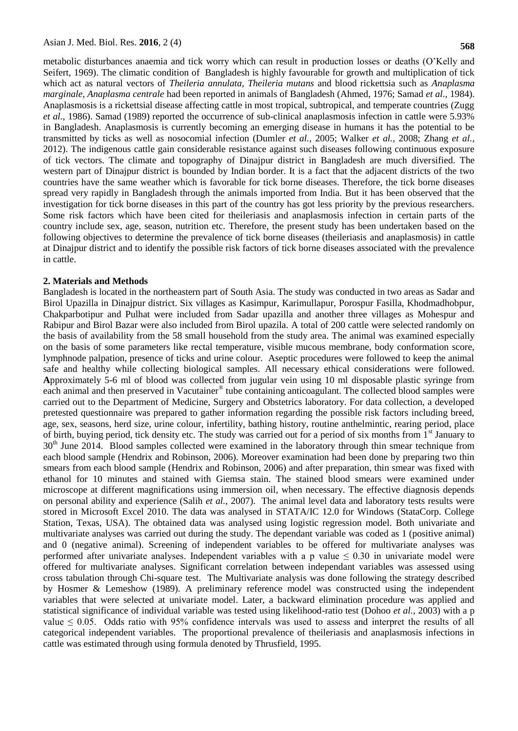metabolic disturbances anaemia and tick worry which can result in production losses or deaths (O'Kelly and Seifert, 1969). The climatic condition of Bangladesh is highly favourable for growth and multiplication of tick which act as natural vectors of *Theileria annulata, Theileria mutans* and blood rickettsia such as *Anaplasma marginale, Anaplasma centrale* had been reported in animals of Bangladesh (Ahmed, 1976; Samad *et al.,* 1984). Anaplasmosis is a rickettsial disease affecting cattle in most tropical, subtropical, and temperate countries (Zugg *et al.,* 1986). Samad (1989) reported the occurrence of sub-clinical anaplasmosis infection in cattle were 5.93% in Bangladesh. Anaplasmosis is currently becoming an emerging disease in humans it has the potential to be transmitted by ticks as well as nosocomial infection (Dumler *et al.,* 2005; Walker *et al.,* 2008; Zhang *et al.,* 2012). The indigenous cattle gain considerable resistance against such diseases following continuous exposure of tick vectors. The climate and topography of Dinajpur district in Bangladesh are much diversified. The western part of Dinajpur district is bounded by Indian border. It is a fact that the adjacent districts of the two countries have the same weather which is favorable for tick borne diseases. Therefore, the tick borne diseases spread very rapidly in Bangladesh through the animals imported from India. But it has been observed that the investigation for tick borne diseases in this part of the country has got less priority by the previous researchers. Some risk factors which have been cited for theileriasis and anaplasmosis infection in certain parts of the country include sex, age, season, nutrition etc. Therefore, the present study has been undertaken based on the following objectives to determine the prevalence of tick borne diseases (theileriasis and anaplasmosis) in cattle at Dinajpur district and to identify the possible risk factors of tick borne diseases associated with the prevalence in cattle.

## 2. Materials and Methods

Bangladesh is located in the northeastern part of South Asia. The study was conducted in two areas as Sadar and Birol Upazilla in Dinajpur district. Six villages as Kasimpur, Karimullapur, Porospur Fasilla, Khodmadhobpur, Chakparbotipur and Pulhat were included from Sadar upazilla and another three villages as Mohespur and Rabipur and Birol Bazar were also included from Birol upazila. A total of 200 cattle were selected randomly on the basis of availability from the 58 small household from the study area. The animal was examined especially on the basis of some parameters like rectal temperature, visible mucous membrane, body conformation score, lymphnode palpation, presence of ticks and urine colour. Aseptic procedures were followed to keep the animal safe and healthy while collecting biological samples. All necessary ethical considerations were followed. **A**pproximately 5-6 ml of blood was collected from jugular vein using 10 ml disposable plastic syringe from each animal and then preserved in Vacutainer® tube containing anticoagulant. The collected blood samples were carried out to the Department of Medicine, Surgery and Obstetrics laboratory. For data collection, a developed pretested questionnaire was prepared to gather information regarding the possible risk factors including breed, age, sex, seasons, herd size, urine colour, infertility, bathing history, routine anthelmintic, rearing period, place of birth, buying period, tick density etc. The study was carried out for a period of six months from 1st January to 30th June 2014. Blood samples collected were examined in the laboratory through thin smear technique from each blood sample (Hendrix and Robinson, 2006). Moreover examination had been done by preparing two thin smears from each blood sample (Hendrix and Robinson, 2006) and after preparation, thin smear was fixed with ethanol for 10 minutes and stained with Giemsa stain. The stained blood smears were examined under microscope at different magnifications using immersion oil, when necessary. The effective diagnosis depends on personal ability and experience (Salih *et al.,* 2007). The animal level data and laboratory tests results were stored in Microsoft Excel 2010. The data was analysed in STATA/IC 12.0 for Windows (StataCorp. College Station, Texas, USA). The obtained data was analysed using logistic regression model. Both univariate and multivariate analyses was carried out during the study. The dependant variable was coded as 1 (positive animal) and 0 (negative animal). Screening of independent variables to be offered for multivariate analyses was performed after univariate analyses. Independent variables with a p value $\leq 0.30$ in univariate model were offered for multivariate analyses. Significant correlation between independant variables was assessed using cross tabulation through Chi-square test. The Multivariate analysis was done following the strategy described by Hosmer & Lemeshow (1989). A preliminary reference model was constructed using the independent variables that were selected at univariate model. Later, a backward elimination procedure was applied and statistical significance of individual variable was tested using likelihood-ratio test (Dohoo *et al.,* 2003) with a p value $\leq 0.05$. Odds ratio with 95% confidence intervals was used to assess and interpret the results of all categorical independent variables. The proportional prevalence of theileriasis and anaplasmosis infections in cattle was estimated through using formula denoted by Thrusfield, 1995.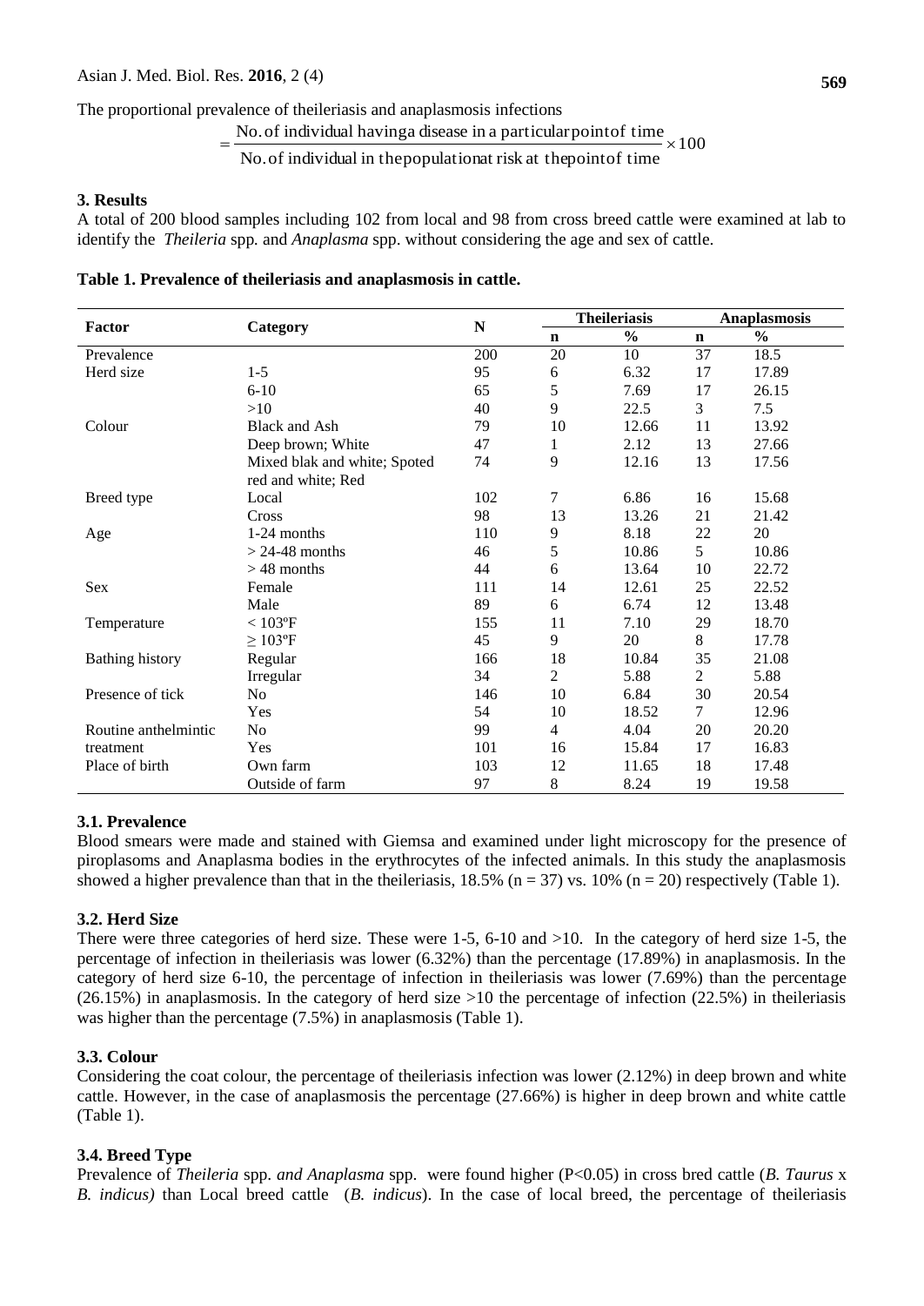The proportional prevalence of theileriasis and anaplasmosis infections

$$= \frac{\text{No. of individual having a disease in a particular point of time}}{\text{No. of individual in the population at risk at the point of time}} \times 100$$

## 3. Results

A total of 200 blood samples including 102 from local and 98 from cross breed cattle were examined at lab to identify the *Theileria* spp. and *Anaplasma* spp. without considering the age and sex of cattle.

**Table 1. Prevalence of theileriasis and anaplasmosis in cattle.**

| Factor | Category | N | Theileriasis | | Anaplasmosis | |
|---|---|---|---|---|---|---|
| | | | **n** | **%** | **n** | **%** |
| Prevalence | | 200 | 20 | 10 | 37 | 18.5 |
| Herd size | 1-5 | 95 | 6 | 6.32 | 17 | 17.89 |
| | 6-10 | 65 | 5 | 7.69 | 17 | 26.15 |
| | >10 | 40 | 9 | 22.5 | 3 | 7.5 |
| Colour | Black and Ash | 79 | 10 | 12.66 | 11 | 13.92 |
| | Deep brown; White | 47 | 1 | 2.12 | 13 | 27.66 |
| | Mixed blak and white; Spoted red and white; Red | 74 | 9 | 12.16 | 13 | 17.56 |
| Breed type | Local | 102 | 7 | 6.86 | 16 | 15.68 |
| | Cross | 98 | 13 | 13.26 | 21 | 21.42 |
| Age | 1-24 months | 110 | 9 | 8.18 | 22 | 20 |
| | > 24-48 months | 46 | 5 | 10.86 | 5 | 10.86 |
| | > 48 months | 44 | 6 | 13.64 | 10 | 22.72 |
| Sex | Female | 111 | 14 | 12.61 | 25 | 22.52 |
| | Male | 89 | 6 | 6.74 | 12 | 13.48 |
| Temperature | < 103ºF | 155 | 11 | 7.10 | 29 | 18.70 |
| | ≥ 103ºF | 45 | 9 | 20 | 8 | 17.78 |
| Bathing history | Regular | 166 | 18 | 10.84 | 35 | 21.08 |
| | Irregular | 34 | 2 | 5.88 | 2 | 5.88 |
| Presence of tick | No | 146 | 10 | 6.84 | 30 | 20.54 |
| | Yes | 54 | 10 | 18.52 | 7 | 12.96 |
| Routine anthelmintic treatment | No | 99 | 4 | 4.04 | 20 | 20.20 |
| | Yes | 101 | 16 | 15.84 | 17 | 16.83 |
| Place of birth | Own farm | 103 | 12 | 11.65 | 18 | 17.48 |
| | Outside of farm | 97 | 8 | 8.24 | 19 | 19.58 |

### 3.1. Prevalence

Blood smears were made and stained with Giemsa and examined under light microscopy for the presence of piroplasoms and Anaplasma bodies in the erythrocytes of the infected animals. In this study the anaplasmosis showed a higher prevalence than that in the theileriasis, 18.5% (n = 37) vs. 10% (n = 20) respectively (Table 1).

### 3.2. Herd Size

There were three categories of herd size. These were 1-5, 6-10 and >10. In the category of herd size 1-5, the percentage of infection in theileriasis was lower (6.32%) than the percentage (17.89%) in anaplasmosis. In the category of herd size 6-10, the percentage of infection in theileriasis was lower (7.69%) than the percentage (26.15%) in anaplasmosis. In the category of herd size >10 the percentage of infection (22.5%) in theileriasis was higher than the percentage (7.5%) in anaplasmosis (Table 1).

### 3.3. Colour

Considering the coat colour, the percentage of theileriasis infection was lower (2.12%) in deep brown and white cattle. However, in the case of anaplasmosis the percentage (27.66%) is higher in deep brown and white cattle (Table 1).

### 3.4. Breed Type

Prevalence of *Theileria* spp. *and Anaplasma* spp. were found higher ($P<0.05$) in cross bred cattle (*B. Taurus* x *B. indicus)* than Local breed cattle (*B. indicus*). In the case of local breed, the percentage of theileriasis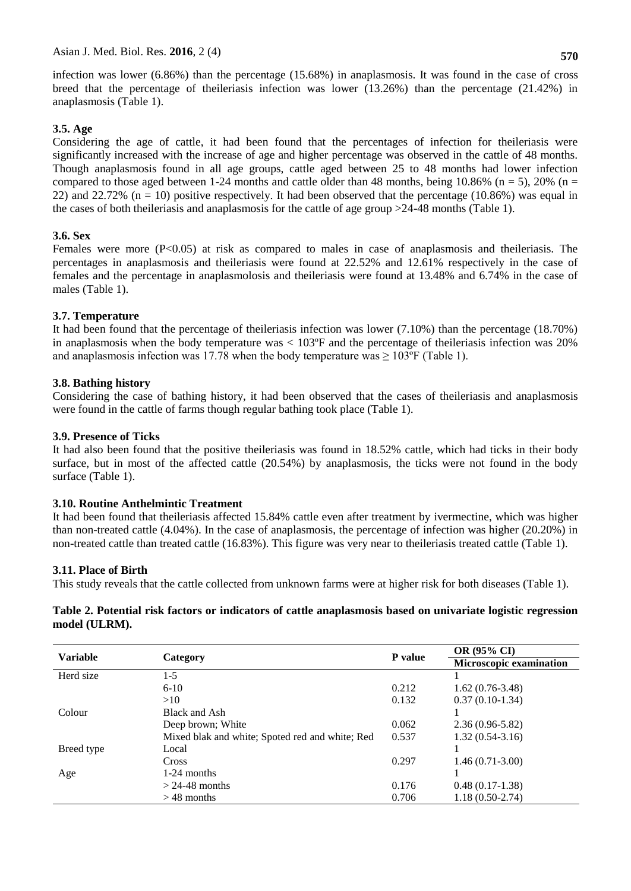infection was lower (6.86%) than the percentage (15.68%) in anaplasmosis. It was found in the case of cross breed that the percentage of theileriasis infection was lower (13.26%) than the percentage (21.42%) in anaplasmosis (Table 1).

### 3.5. Age

Considering the age of cattle, it had been found that the percentages of infection for theileriasis were significantly increased with the increase of age and higher percentage was observed in the cattle of 48 months. Though anaplasmosis found in all age groups, cattle aged between 25 to 48 months had lower infection compared to those aged between 1-24 months and cattle older than 48 months, being 10.86% (n = 5), 20% (n = 22) and 22.72% (n = 10) positive respectively. It had been observed that the percentage (10.86%) was equal in the cases of both theileriasis and anaplasmosis for the cattle of age group >24-48 months (Table 1).

### 3.6. Sex

Females were more ($P<0.05$) at risk as compared to males in case of anaplasmosis and theileriasis. The percentages in anaplasmosis and theileriasis were found at 22.52% and 12.61% respectively in the case of females and the percentage in anaplasmolosis and theileriasis were found at 13.48% and 6.74% in the case of males (Table 1).

### 3.7. Temperature

It had been found that the percentage of theileriasis infection was lower (7.10%) than the percentage (18.70%) in anaplasmosis when the body temperature was < 103ºF and the percentage of theileriasis infection was 20% and anaplasmosis infection was 17.78 when the body temperature was ≥ 103ºF (Table 1).

### 3.8. Bathing history

Considering the case of bathing history, it had been observed that the cases of theileriasis and anaplasmosis were found in the cattle of farms though regular bathing took place (Table 1).

### 3.9. Presence of Ticks

It had also been found that the positive theileriasis was found in 18.52% cattle, which had ticks in their body surface, but in most of the affected cattle (20.54%) by anaplasmosis, the ticks were not found in the body surface (Table 1).

### 3.10. Routine Anthelmintic Treatment

It had been found that theileriasis affected 15.84% cattle even after treatment by ivermectine, which was higher than non-treated cattle (4.04%). In the case of anaplasmosis, the percentage of infection was higher (20.20%) in non-treated cattle than treated cattle (16.83%). This figure was very near to theileriasis treated cattle (Table 1).

### 3.11. Place of Birth

This study reveals that the cattle collected from unknown farms were at higher risk for both diseases (Table 1).

**Table 2. Potential risk factors or indicators of cattle anaplasmosis based on univariate logistic regression model (ULRM).**

| Variable | Category | P value | OR (95% CI) |
|---|---|---|---|
| | | | **Microscopic examination** |
| Herd size | 1-5 | | 1 |
| | 6-10 | 0.212 | 1.62 (0.76-3.48) |
| | >10 | 0.132 | 0.37 (0.10-1.34) |
| Colour | Black and Ash | | 1 |
| | Deep brown; White | 0.062 | 2.36 (0.96-5.82) |
| | Mixed blak and white; Spoted red and white; Red | 0.537 | 1.32 (0.54-3.16) |
| Breed type | Local | | 1 |
| | Cross | 0.297 | 1.46 (0.71-3.00) |
| Age | 1-24 months | | 1 |
| | > 24-48 months | 0.176 | 0.48 (0.17-1.38) |
| | > 48 months | 0.706 | 1.18 (0.50-2.74) |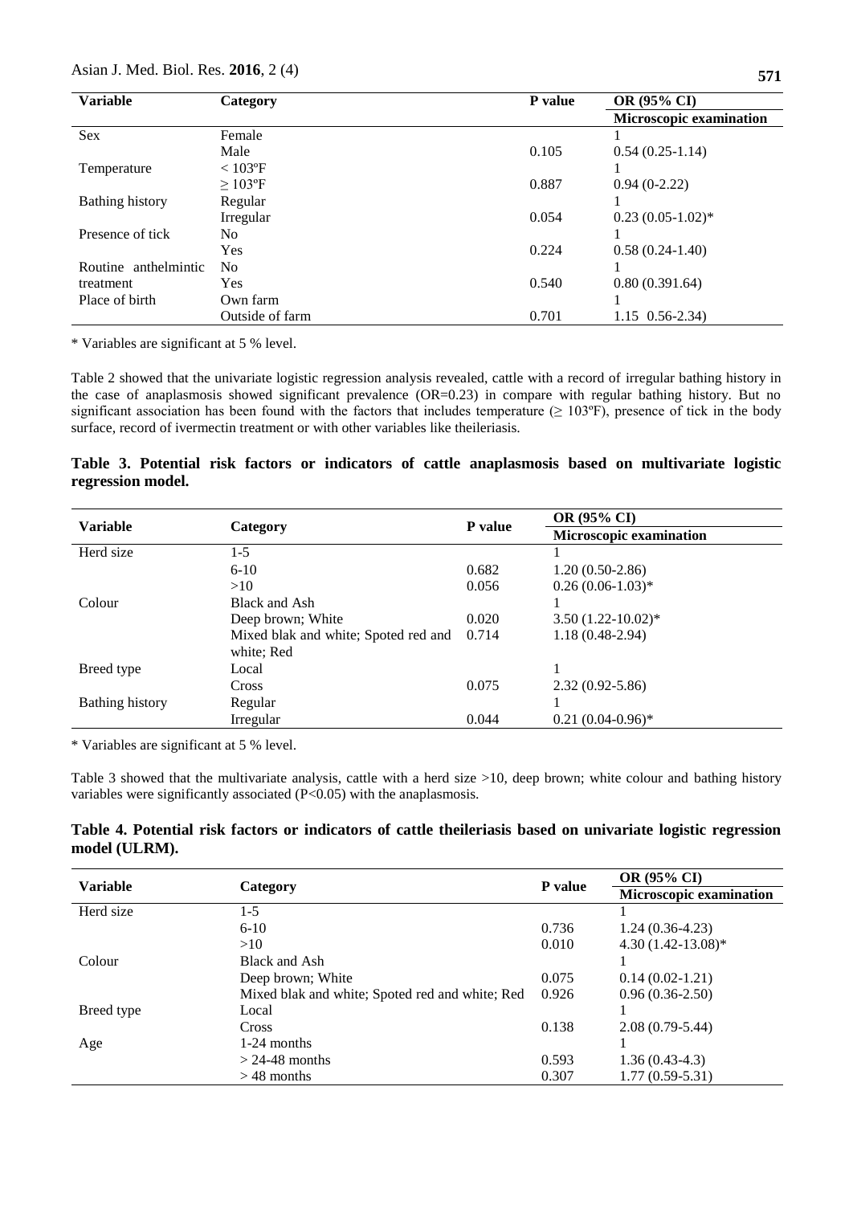| Variable | Category | P value | OR (95% CI) |
|---|---|---|---|
| | | | Microscopic examination |
| Sex | Female | | 1 |
| | Male | 0.105 | 0.54 (0.25-1.14) |
| Temperature | < 103ºF | | 1 |
| | ≥ 103ºF | 0.887 | 0.94 (0-2.22) |
| Bathing history | Regular | | 1 |
| | Irregular | 0.054 | 0.23 (0.05-1.02)* |
| Presence of tick | No | | 1 |
| | Yes | 0.224 | 0.58 (0.24-1.40) |
| Routine anthelmintic treatment | No | | 1 |
| | Yes | 0.540 | 0.80 (0.391.64) |
| Place of birth | Own farm | | 1 |
| | Outside of farm | 0.701 | 1.15 0.56-2.34) |

\* Variables are significant at 5 % level.

Table 2 showed that the univariate logistic regression analysis revealed, cattle with a record of irregular bathing history in the case of anaplasmosis showed significant prevalence (OR=0.23) in compare with regular bathing history. But no significant association has been found with the factors that includes temperature (≥ 103ºF), presence of tick in the body surface, record of ivermectin treatment or with other variables like theileriasis.

**Table 3. Potential risk factors or indicators of cattle anaplasmosis based on multivariate logistic regression model.**

| Variable | Category | P value | OR (95% CI) |
|---|---|---|---|
| | | | Microscopic examination |
| Herd size | 1-5 | | 1 |
| | 6-10 | 0.682 | 1.20 (0.50-2.86) |
| | >10 | 0.056 | 0.26 (0.06-1.03)* |
| Colour | Black and Ash | | 1 |
| | Deep brown; White | 0.020 | 3.50 (1.22-10.02)* |
| | Mixed blak and white; Spoted red and white; Red | 0.714 | 1.18 (0.48-2.94) |
| Breed type | Local | | 1 |
| | Cross | 0.075 | 2.32 (0.92-5.86) |
| Bathing history | Regular | | 1 |
| | Irregular | 0.044 | 0.21 (0.04-0.96)* |

\* Variables are significant at 5 % level.

Table 3 showed that the multivariate analysis, cattle with a herd size >10, deep brown; white colour and bathing history variables were significantly associated (P<0.05) with the anaplasmosis.

**Table 4. Potential risk factors or indicators of cattle theileriasis based on univariate logistic regression model (ULRM).**

| Variable | Category | P value | OR (95% CI) |
|---|---|---|---|
| | | | Microscopic examination |
| Herd size | 1-5 | | 1 |
| | 6-10 | 0.736 | 1.24 (0.36-4.23) |
| | >10 | 0.010 | 4.30 (1.42-13.08)* |
| Colour | Black and Ash | | 1 |
| | Deep brown; White | 0.075 | 0.14 (0.02-1.21) |
| | Mixed blak and white; Spoted red and white; Red | 0.926 | 0.96 (0.36-2.50) |
| Breed type | Local | | 1 |
| | Cross | 0.138 | 2.08 (0.79-5.44) |
| Age | 1-24 months | | 1 |
| | > 24-48 months | 0.593 | 1.36 (0.43-4.3) |
| | > 48 months | 0.307 | 1.77 (0.59-5.31) |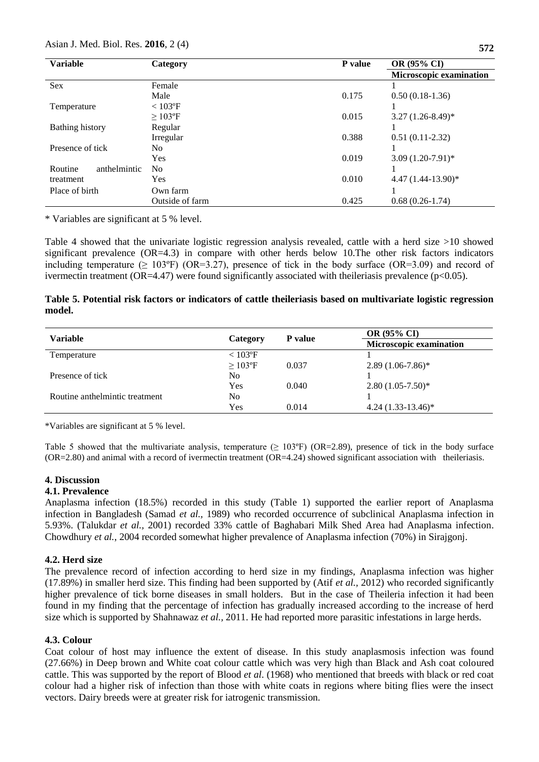| Variable | Category | P value | OR (95% CI) |
|---|---|---|---|
| | | | Microscopic examination |
| Sex | Female | | 1 |
| | Male | 0.175 | 0.50 (0.18-1.36) |
| Temperature | < 103ºF | | 1 |
| | ≥ 103ºF | 0.015 | 3.27 (1.26-8.49)* |
| Bathing history | Regular | | 1 |
| | Irregular | 0.388 | 0.51 (0.11-2.32) |
| Presence of tick | No | | 1 |
| | Yes | 0.019 | 3.09 (1.20-7.91)* |
| Routine anthelmintic treatment | No | | 1 |
| | Yes | 0.010 | 4.47 (1.44-13.90)* |
| Place of birth | Own farm | | 1 |
| | Outside of farm | 0.425 | 0.68 (0.26-1.74) |

* Variables are significant at 5 % level.

Table 4 showed that the univariate logistic regression analysis revealed, cattle with a herd size >10 showed significant prevalence (OR=4.3) in compare with other herds below 10.The other risk factors indicators including temperature (≥ 103ºF) (OR=3.27), presence of tick in the body surface (OR=3.09) and record of ivermectin treatment (OR=4.47) were found significantly associated with theileriasis prevalence ($p<0.05$).

**Table 5. Potential risk factors or indicators of cattle theileriasis based on multivariate logistic regression model.**

| Variable | Category | P value | OR (95% CI) |
|---|---|---|---|
| | | | Microscopic examination |
| Temperature | < 103ºF | | 1 |
| | ≥ 103ºF | 0.037 | 2.89 (1.06-7.86)* |
| Presence of tick | No | | 1 |
| | Yes | 0.040 | 2.80 (1.05-7.50)* |
| Routine anthelmintic treatment | No | | 1 |
| | Yes | 0.014 | 4.24 (1.33-13.46)* |

*Variables are significant at 5 % level.

Table 5 showed that the multivariate analysis, temperature (≥ 103ºF) (OR=2.89), presence of tick in the body surface (OR=2.80) and animal with a record of ivermectin treatment (OR=4.24) showed significant association with theileriasis.

## 4. Discussion

### 4.1. Prevalence

Anaplasma infection (18.5%) recorded in this study (Table 1) supported the earlier report of Anaplasma infection in Bangladesh (Samad *et al.,* 1989) who recorded occurrence of subclinical Anaplasma infection in 5.93%. (Talukdar *et al.,* 2001) recorded 33% cattle of Baghabari Milk Shed Area had Anaplasma infection. Chowdhury *et al.,* 2004 recorded somewhat higher prevalence of Anaplasma infection (70%) in Sirajgonj.

### 4.2. Herd size

The prevalence record of infection according to herd size in my findings, Anaplasma infection was higher (17.89%) in smaller herd size. This finding had been supported by (Atif *et al.,* 2012) who recorded significantly higher prevalence of tick borne diseases in small holders. But in the case of Theileria infection it had been found in my finding that the percentage of infection has gradually increased according to the increase of herd size which is supported by Shahnawaz *et al.,* 2011. He had reported more parasitic infestations in large herds.

### 4.3. Colour

Coat colour of host may influence the extent of disease. In this study anaplasmosis infection was found (27.66%) in Deep brown and White coat colour cattle which was very high than Black and Ash coat coloured cattle. This was supported by the report of Blood *et al*. (1968) who mentioned that breeds with black or red coat colour had a higher risk of infection than those with white coats in regions where biting flies were the insect vectors. Dairy breeds were at greater risk for iatrogenic transmission.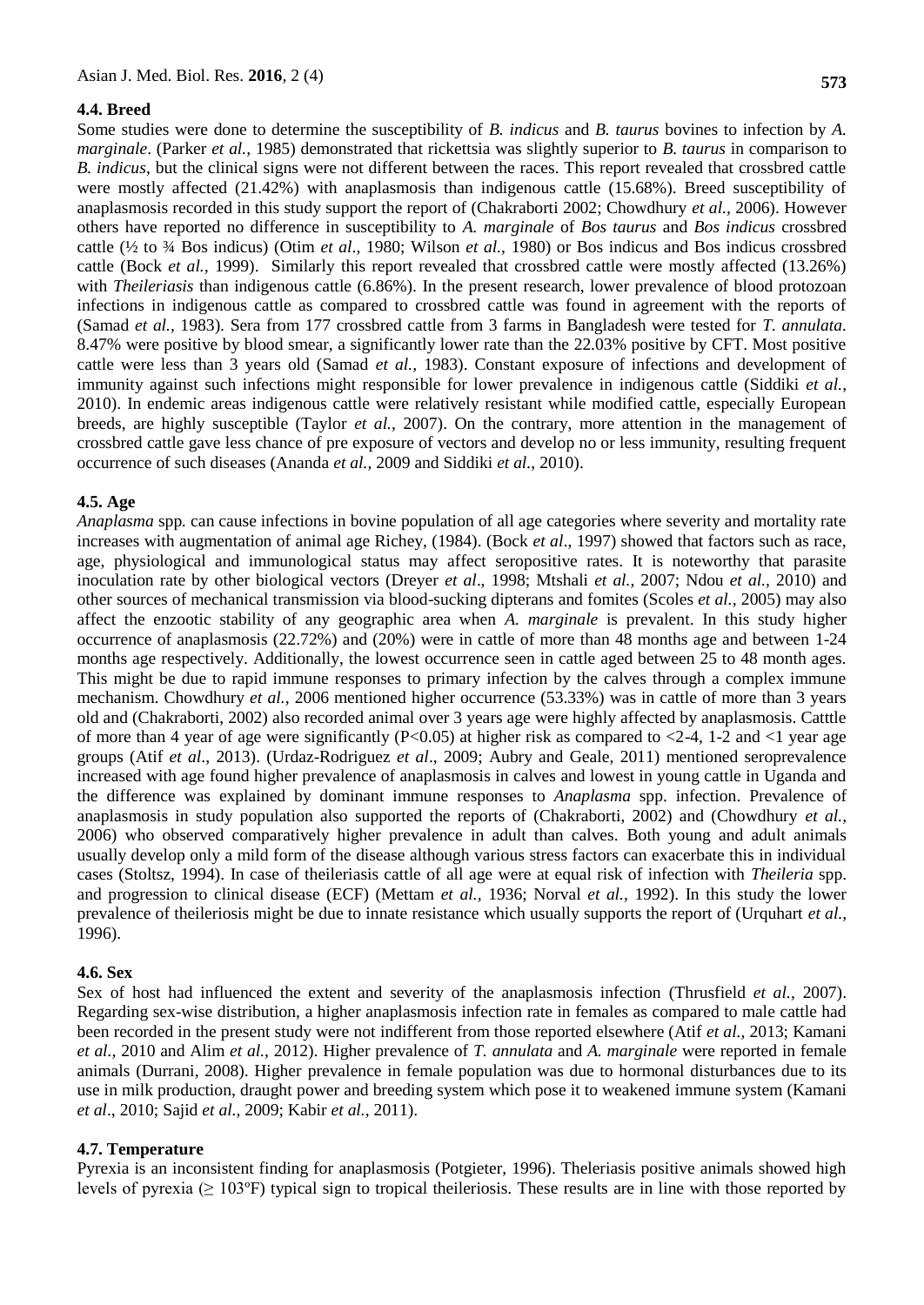### 4.4. Breed

Some studies were done to determine the susceptibility of *B. indicus* and *B. taurus* bovines to infection by *A. marginale*. (Parker *et al.,* 1985) demonstrated that rickettsia was slightly superior to *B. taurus* in comparison to *B. indicus*, but the clinical signs were not different between the races. This report revealed that crossbred cattle were mostly affected (21.42%) with anaplasmosis than indigenous cattle (15.68%). Breed susceptibility of anaplasmosis recorded in this study support the report of (Chakraborti 2002; Chowdhury *et al.,* 2006). However others have reported no difference in susceptibility to *A. marginale* of *Bos taurus* and *Bos indicus* crossbred cattle (½ to ¾ Bos indicus) (Otim *et al*., 1980; Wilson *et al.,* 1980) or Bos indicus and Bos indicus crossbred cattle (Bock *et al.,* 1999). Similarly this report revealed that crossbred cattle were mostly affected (13.26%) with *Theileriasis* than indigenous cattle (6.86%). In the present research, lower prevalence of blood protozoan infections in indigenous cattle as compared to crossbred cattle was found in agreement with the reports of (Samad *et al.,* 1983). Sera from 177 crossbred cattle from 3 farms in Bangladesh were tested for *T. annulata*. 8.47% were positive by blood smear, a significantly lower rate than the 22.03% positive by CFT. Most positive cattle were less than 3 years old (Samad *et al.,* 1983). Constant exposure of infections and development of immunity against such infections might responsible for lower prevalence in indigenous cattle (Siddiki *et al.,* 2010). In endemic areas indigenous cattle were relatively resistant while modified cattle, especially European breeds, are highly susceptible (Taylor *et al.,* 2007). On the contrary, more attention in the management of crossbred cattle gave less chance of pre exposure of vectors and develop no or less immunity, resulting frequent occurrence of such diseases (Ananda *et al.,* 2009 and Siddiki *et al.,* 2010).

### 4.5. Age

*Anaplasma* spp*.* can cause infections in bovine population of all age categories where severity and mortality rate increases with augmentation of animal age Richey, (1984). (Bock *et al*., 1997) showed that factors such as race, age, physiological and immunological status may affect seropositive rates. It is noteworthy that parasite inoculation rate by other biological vectors (Dreyer *et al*., 1998; Mtshali *et al.,* 2007; Ndou *et al.,* 2010) and other sources of mechanical transmission via blood-sucking dipterans and fomites (Scoles *et al.,* 2005) may also affect the enzootic stability of any geographic area when *A. marginale* is prevalent. In this study higher occurrence of anaplasmosis (22.72%) and (20%) were in cattle of more than 48 months age and between 1-24 months age respectively. Additionally, the lowest occurrence seen in cattle aged between 25 to 48 month ages. This might be due to rapid immune responses to primary infection by the calves through a complex immune mechanism. Chowdhury *et al.,* 2006 mentioned higher occurrence (53.33%) was in cattle of more than 3 years old and (Chakraborti, 2002) also recorded animal over 3 years age were highly affected by anaplasmosis. Catttle of more than 4 year of age were significantly ($P<0.05$) at higher risk as compared to <2-4, 1-2 and <1 year age groups (Atif *et al*., 2013). (Urdaz-Rodriguez *et al*., 2009; Aubry and Geale, 2011) mentioned seroprevalence increased with age found higher prevalence of anaplasmosis in calves and lowest in young cattle in Uganda and the difference was explained by dominant immune responses to *Anaplasma* spp. infection. Prevalence of anaplasmosis in study population also supported the reports of (Chakraborti, 2002) and (Chowdhury *et al.,* 2006) who observed comparatively higher prevalence in adult than calves. Both young and adult animals usually develop only a mild form of the disease although various stress factors can exacerbate this in individual cases (Stoltsz, 1994). In case of theileriasis cattle of all age were at equal risk of infection with *Theileria* spp. and progression to clinical disease (ECF) (Mettam *et al.,* 1936; Norval *et al.,* 1992). In this study the lower prevalence of theileriosis might be due to innate resistance which usually supports the report of (Urquhart *et al.,* 1996).

### 4.6. Sex

Sex of host had influenced the extent and severity of the anaplasmosis infection (Thrusfield *et al.,* 2007). Regarding sex-wise distribution, a higher anaplasmosis infection rate in females as compared to male cattle had been recorded in the present study were not indifferent from those reported elsewhere (Atif *et al.,* 2013; Kamani *et al.,* 2010 and Alim *et al.,* 2012). Higher prevalence of *T. annulata* and *A. marginale* were reported in female animals (Durrani, 2008). Higher prevalence in female population was due to hormonal disturbances due to its use in milk production, draught power and breeding system which pose it to weakened immune system (Kamani *et al*., 2010; Sajid *et al.,* 2009; Kabir *et al.,* 2011).

### 4.7. Temperature

Pyrexia is an inconsistent finding for anaplasmosis (Potgieter, 1996). Theleriasis positive animals showed high levels of pyrexia (≥ 103ºF) typical sign to tropical theileriosis. These results are in line with those reported by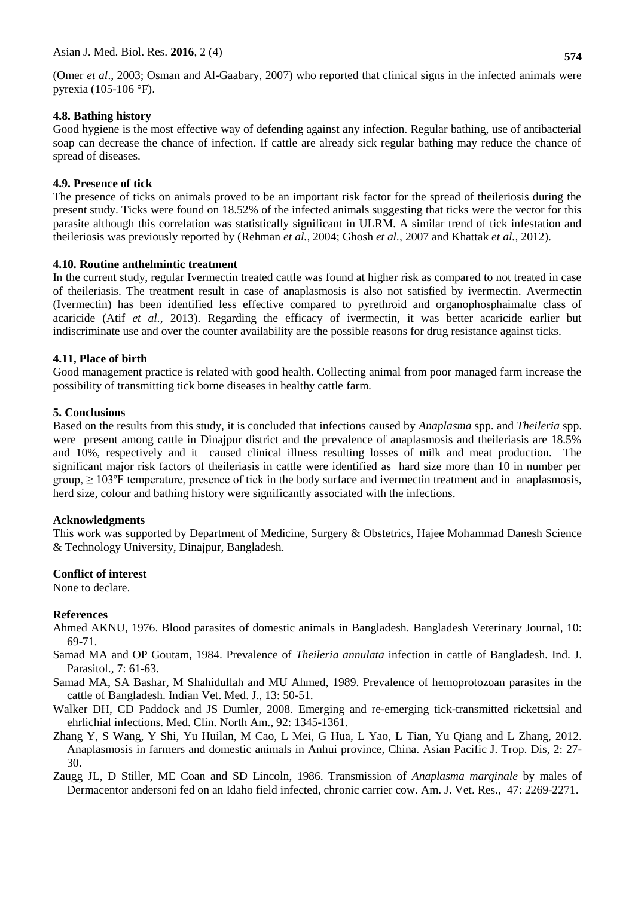(Omer *et al*., 2003; Osman and Al-Gaabary, 2007) who reported that clinical signs in the infected animals were pyrexia (105-106 °F).

### 4.8. Bathing history

Good hygiene is the most effective way of defending against any infection. Regular bathing, use of antibacterial soap can decrease the chance of infection. If cattle are already sick regular bathing may reduce the chance of spread of diseases.

### 4.9. Presence of tick

The presence of ticks on animals proved to be an important risk factor for the spread of theileriosis during the present study. Ticks were found on 18.52% of the infected animals suggesting that ticks were the vector for this parasite although this correlation was statistically significant in ULRM. A similar trend of tick infestation and theileriosis was previously reported by (Rehman *et al.*, 2004; Ghosh *et al.*, 2007 and Khattak *et al.*, 2012).

### 4.10. Routine anthelmintic treatment

In the current study, regular Ivermectin treated cattle was found at higher risk as compared to not treated in case of theileriasis. The treatment result in case of anaplasmosis is also not satisfied by ivermectin. Avermectin (Ivermectin) has been identified less effective compared to pyrethroid and organophosphaimalte class of acaricide (Atif *et al*., 2013). Regarding the efficacy of ivermectin, it was better acaricide earlier but indiscriminate use and over the counter availability are the possible reasons for drug resistance against ticks.

### 4.11, Place of birth

Good management practice is related with good health. Collecting animal from poor managed farm increase the possibility of transmitting tick borne diseases in healthy cattle farm.

## 5. Conclusions

Based on the results from this study, it is concluded that infections caused by *Anaplasma* spp. and *Theileria* spp. were present among cattle in Dinajpur district and the prevalence of anaplasmosis and theileriasis are 18.5% and 10%, respectively and it caused clinical illness resulting losses of milk and meat production. The significant major risk factors of theileriasis in cattle were identified as hard size more than 10 in number per group, ≥ 103ºF temperature, presence of tick in the body surface and ivermectin treatment and in anaplasmosis, herd size, colour and bathing history were significantly associated with the infections.

## Acknowledgments

This work was supported by Department of Medicine, Surgery & Obstetrics, Hajee Mohammad Danesh Science & Technology University, Dinajpur, Bangladesh.

## Conflict of interest

None to declare.

## References

Ahmed AKNU, 1976. Blood parasites of domestic animals in Bangladesh. Bangladesh Veterinary Journal, 10: 69-71.

Samad MA and OP Goutam, 1984. Prevalence of *Theileria annulata* infection in cattle of Bangladesh. Ind. J. Parasitol., 7: 61-63.

Samad MA, SA Bashar, M Shahidullah and MU Ahmed, 1989. Prevalence of hemoprotozoan parasites in the cattle of Bangladesh. Indian Vet. Med. J., 13: 50-51.

Walker DH, CD Paddock and JS Dumler, 2008. Emerging and re-emerging tick-transmitted rickettsial and ehrlichial infections. Med. Clin. North Am., 92: 1345-1361.

Zhang Y, S Wang, Y Shi, Yu Huilan, M Cao, L Mei, G Hua, L Yao, L Tian, Yu Qiang and L Zhang, 2012. Anaplasmosis in farmers and domestic animals in Anhui province, China. Asian Pacific J. Trop. Dis, 2: 27-30.

Zaugg JL, D Stiller, ME Coan and SD Lincoln, 1986. Transmission of *Anaplasma marginale* by males of Dermacentor andersoni fed on an Idaho field infected, chronic carrier cow. Am. J. Vet. Res., 47: 2269-2271.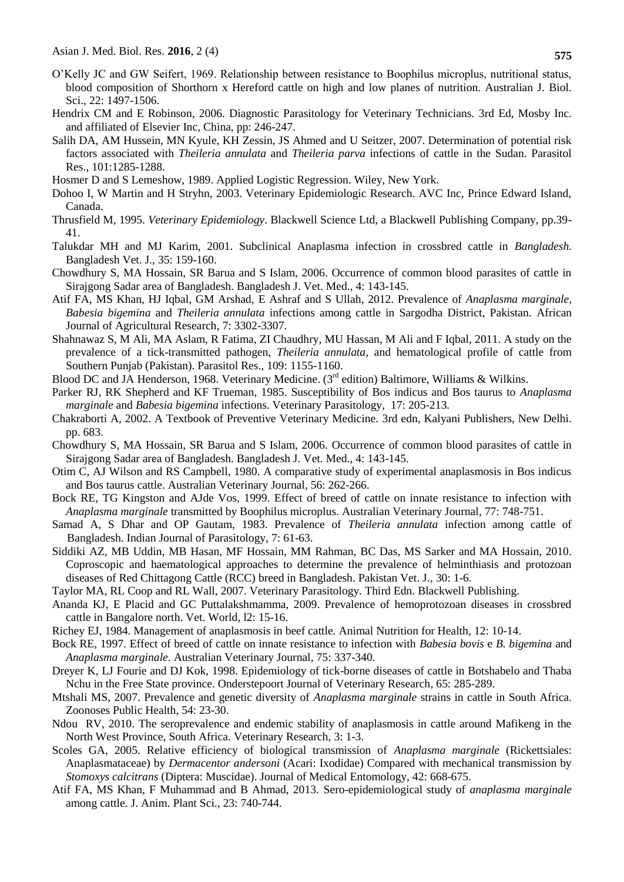O'Kelly JC and GW Seifert, 1969. Relationship between resistance to Boophilus microplus, nutritional status, blood composition of Shorthorn x Hereford cattle on high and low planes of nutrition. Australian J. Biol. Sci., 22: 1497-1506.

Hendrix CM and E Robinson, 2006. Diagnostic Parasitology for Veterinary Technicians. 3rd Ed, Mosby Inc. and affiliated of Elsevier Inc, China, pp: 246-247.

Salih DA, AM Hussein, MN Kyule, KH Zessin, JS Ahmed and U Seitzer, 2007. Determination of potential risk factors associated with *Theileria annulata* and *Theileria parva* infections of cattle in the Sudan. Parasitol Res., 101:1285-1288.

Hosmer D and S Lemeshow, 1989. Applied Logistic Regression. Wiley, New York.

Dohoo I, W Martin and H Stryhn, 2003. Veterinary Epidemiologic Research. AVC Inc, Prince Edward Island, Canada.

Thrusfield M, 1995. *Veterinary Epidemiology*. Blackwell Science Ltd, a Blackwell Publishing Company, pp.39-41.

Talukdar MH and MJ Karim, 2001. Subclinical Anaplasma infection in crossbred cattle in *Bangladesh.* Bangladesh Vet. J., 35: 159-160.

Chowdhury S, MA Hossain, SR Barua and S Islam, 2006. Occurrence of common blood parasites of cattle in Sirajgong Sadar area of Bangladesh. Bangladesh J. Vet. Med., 4: 143-145.

Atif FA, MS Khan, HJ Iqbal, GM Arshad, E Ashraf and S Ullah, 2012. Prevalence of *Anaplasma marginale*, *Babesia bigemina* and *Theileria annulata* infections among cattle in Sargodha District, Pakistan. African Journal of Agricultural Research, 7: 3302-3307.

Shahnawaz S, M Ali, MA Aslam, R Fatima, ZI Chaudhry, MU Hassan, M Ali and F Iqbal, 2011. A study on the prevalence of a tick-transmitted pathogen, *Theileria annulata*, and hematological profile of cattle from Southern Punjab (Pakistan). Parasitol Res., 109: 1155-1160.

Blood DC and JA Henderson, 1968. Veterinary Medicine. (3rd edition) Baltimore, Williams & Wilkins.

Parker RJ, RK Shepherd and KF Trueman, 1985. Susceptibility of Bos indicus and Bos taurus to *Anaplasma marginale* and *Babesia bigemina* infections. Veterinary Parasitology, 17: 205-213.

Chakraborti A, 2002. A Textbook of Preventive Veterinary Medicine. 3rd edn, Kalyani Publishers, New Delhi. pp. 683.

Chowdhury S, MA Hossain, SR Barua and S Islam, 2006. Occurrence of common blood parasites of cattle in Sirajgong Sadar area of Bangladesh. Bangladesh J. Vet. Med., 4: 143-145.

Otim C, AJ Wilson and RS Campbell, 1980. A comparative study of experimental anaplasmosis in Bos indicus and Bos taurus cattle. Australian Veterinary Journal, 56: 262-266.

Bock RE, TG Kingston and AJde Vos, 1999. Effect of breed of cattle on innate resistance to infection with *Anaplasma marginale* transmitted by Boophilus microplus. Australian Veterinary Journal, 77: 748-751.

Samad A, S Dhar and OP Gautam, 1983. Prevalence of *Theileria annulata* infection among cattle of Bangladesh. Indian Journal of Parasitology, 7: 61-63.

Siddiki AZ, MB Uddin, MB Hasan, MF Hossain, MM Rahman, BC Das, MS Sarker and MA Hossain, 2010. Coproscopic and haematological approaches to determine the prevalence of helminthiasis and protozoan diseases of Red Chittagong Cattle (RCC) breed in Bangladesh. Pakistan Vet. J., 30: 1-6.

Taylor MA, RL Coop and RL Wall, 2007. Veterinary Parasitology. Third Edn. Blackwell Publishing.

Ananda KJ, E Placid and GC Puttalakshmamma, 2009. Prevalence of hemoprotozoan diseases in crossbred cattle in Bangalore north. Vet. World, l2: 15-16.

Richey EJ, 1984. Management of anaplasmosis in beef cattle. Animal Nutrition for Health, 12: 10-14.

Bock RE, 1997. Effect of breed of cattle on innate resistance to infection with *Babesia bovis* e *B. bigemina* and *Anaplasma marginale*. Australian Veterinary Journal, 75: 337-340.

Dreyer K, LJ Fourie and DJ Kok, 1998. Epidemiology of tick-borne diseases of cattle in Botshabelo and Thaba Nchu in the Free State province. Onderstepoort Journal of Veterinary Research, 65: 285-289.

Mtshali MS, 2007. Prevalence and genetic diversity of *Anaplasma marginale* strains in cattle in South Africa. Zoonoses Public Health, 54: 23-30.

Ndou RV, 2010. The seroprevalence and endemic stability of anaplasmosis in cattle around Mafikeng in the North West Province, South Africa. Veterinary Research, 3: 1-3.

Scoles GA, 2005. Relative efficiency of biological transmission of *Anaplasma marginale* (Rickettsiales: Anaplasmataceae) by *Dermacentor andersoni* (Acari: Ixodidae) Compared with mechanical transmission by *Stomoxys calcitrans* (Diptera: Muscidae). Journal of Medical Entomology, 42: 668-675.

Atif FA, MS Khan, F Muhammad and B Ahmad, 2013. Sero-epidemiological study of *anaplasma marginale* among cattle. J. Anim. Plant Sci., 23: 740-744.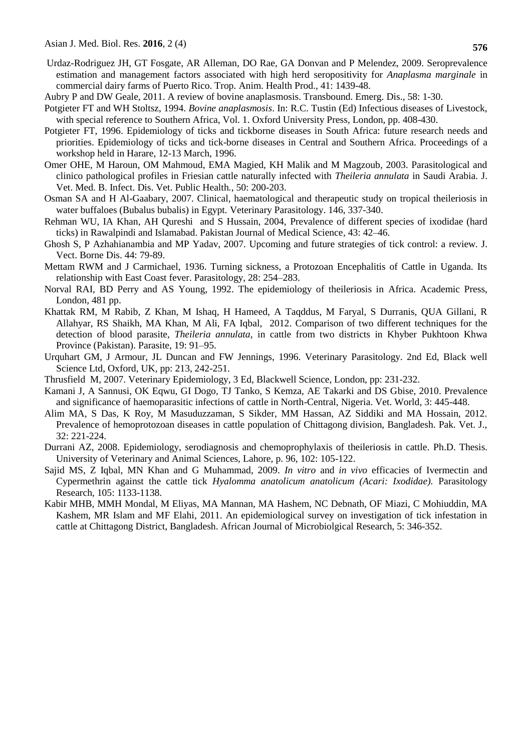Urdaz-Rodriguez JH, GT Fosgate, AR Alleman, DO Rae, GA Donvan and P Melendez, 2009. Seroprevalence estimation and management factors associated with high herd seropositivity for *Anaplasma marginale* in commercial dairy farms of Puerto Rico. Trop. Anim. Health Prod., 41: 1439-48.

Aubry P and DW Geale, 2011. A review of bovine anaplasmosis. Transbound. Emerg. Dis., 58: 1-30.

Potgieter FT and WH Stoltsz, 1994. *Bovine anaplasmosis*. In: R.C. Tustin (Ed) Infectious diseases of Livestock, with special reference to Southern Africa, Vol. 1. Oxford University Press, London, pp. 408-430.

Potgieter FT, 1996. Epidemiology of ticks and tickborne diseases in South Africa: future research needs and priorities. Epidemiology of ticks and tick-borne diseases in Central and Southern Africa. Proceedings of a workshop held in Harare, 12-13 March, 1996.

Omer OHE, M Haroun, OM Mahmoud, EMA Magied, KH Malik and M Magzoub, 2003. Parasitological and clinico pathological profiles in Friesian cattle naturally infected with *Theileria annulata* in Saudi Arabia. J. Vet. Med. B. Infect. Dis. Vet. Public Health., 50: 200-203.

Osman SA and H Al-Gaabary, 2007. Clinical, haematological and therapeutic study on tropical theileriosis in water buffaloes (Bubalus bubalis) in Egypt. Veterinary Parasitology. 146, 337-340.

Rehman WU, IA Khan, AH Qureshi and S Hussain, 2004, Prevalence of different species of ixodidae (hard ticks) in Rawalpindi and Islamabad. Pakistan Journal of Medical Science, 43: 42–46.

Ghosh S, P Azhahianambia and MP Yadav, 2007. Upcoming and future strategies of tick control: a review. J. Vect. Borne Dis. 44: 79-89.

Mettam RWM and J Carmichael, 1936. Turning sickness, a Protozoan Encephalitis of Cattle in Uganda. Its relationship with East Coast fever. Parasitology, 28: 254–283.

Norval RAI, BD Perry and AS Young, 1992. The epidemiology of theileriosis in Africa. Academic Press, London, 481 pp.

Khattak RM, M Rabib, Z Khan, M Ishaq, H Hameed, A Taqddus, M Faryal, S Durranis, QUA Gillani, R Allahyar, RS Shaikh, MA Khan, M Ali, FA Iqbal, 2012. Comparison of two different techniques for the detection of blood parasite, *Theileria annulata*, in cattle from two districts in Khyber Pukhtoon Khwa Province (Pakistan). Parasite, 19: 91–95.

Urquhart GM, J Armour, JL Duncan and FW Jennings, 1996. Veterinary Parasitology. 2nd Ed, Black well Science Ltd, Oxford, UK, pp: 213, 242-251.

Thrusfield M, 2007. Veterinary Epidemiology, 3 Ed, Blackwell Science, London, pp: 231-232.

Kamani J, A Sannusi, OK Eqwu, GI Dogo, TJ Tanko, S Kemza, AE Takarki and DS Gbise, 2010. Prevalence and significance of haemoparasitic infections of cattle in North-Central, Nigeria. Vet. World, 3: 445-448.

Alim MA, S Das, K Roy, M Masuduzzaman, S Sikder, MM Hassan, AZ Siddiki and MA Hossain, 2012. Prevalence of hemoprotozoan diseases in cattle population of Chittagong division, Bangladesh. Pak. Vet. J., 32: 221-224.

Durrani AZ, 2008. Epidemiology, serodiagnosis and chemoprophylaxis of theileriosis in cattle. Ph.D. Thesis. University of Veterinary and Animal Sciences, Lahore, p. 96, 102: 105-122.

Sajid MS, Z Iqbal, MN Khan and G Muhammad, 2009. *In vitro* and *in vivo* efficacies of Ivermectin and Cypermethrin against the cattle tick *Hyalomma anatolicum anatolicum (Acari: Ixodidae).* Parasitology Research, 105: 1133-1138.

Kabir MHB, MMH Mondal, M Eliyas, MA Mannan, MA Hashem, NC Debnath, OF Miazi, C Mohiuddin, MA Kashem, MR Islam and MF Elahi, 2011. An epidemiological survey on investigation of tick infestation in cattle at Chittagong District, Bangladesh. African Journal of Microbiolgical Research, 5: 346-352.